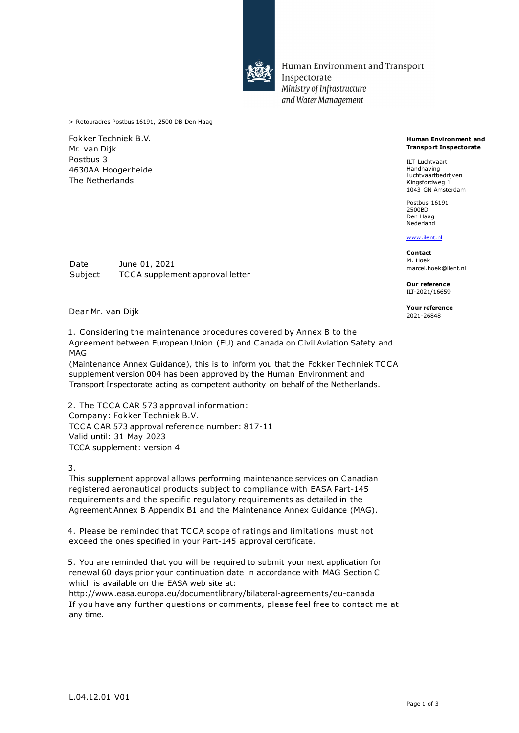Human Environment and Transport Inspectorate
*Ministry of Infrastructure and Water Management*

> Retouradres Postbus 16191, 2500 DB Den Haag

Fokker Techniek B.V.
Mr. van Dijk
Postbus 3
4630AA Hoogerheide
The Netherlands

**Human Environment and Transport Inspectorate**

ILT Luchtvaart
Handhaving
Luchtvaartbedrijven
Kingsfordweg 1
1043 GN Amsterdam

Postbus 16191
2500BD
Den Haag
Nederland

www.ilent.nl

**Contact**
M. Hoek
marcel.hoek@ilent.nl

**Our reference**
ILT-2021/16659

**Your reference**
2021-26848

Date June 01, 2021
Subject TCCA supplement approval letter

Dear Mr. van Dijk

1. Considering the maintenance procedures covered by Annex B to the Agreement between European Union (EU) and Canada on Civil Aviation Safety and MAG
(Maintenance Annex Guidance), this is to inform you that the Fokker Techniek TCCA supplement version 004 has been approved by the Human Environment and Transport Inspectorate acting as competent authority on behalf of the Netherlands.

2. The TCCA CAR 573 approval information:
Company: Fokker Techniek B.V.
TCCA CAR 573 approval reference number: 817-11
Valid until: 31 May 2023
TCCA supplement: version 4

3.
This supplement approval allows performing maintenance services on Canadian registered aeronautical products subject to compliance with EASA Part-145 requirements and the specific regulatory requirements as detailed in the Agreement Annex B Appendix B1 and the Maintenance Annex Guidance (MAG).

4. Please be reminded that TCCA scope of ratings and limitations must not exceed the ones specified in your Part-145 approval certificate.

5. You are reminded that you will be required to submit your next application for renewal 60 days prior your continuation date in accordance with MAG Section C which is available on the EASA web site at:
http://www.easa.europa.eu/documentlibrary/bilateral-agreements/eu-canada
If you have any further questions or comments, please feel free to contact me at any time.

L.04.12.01 V01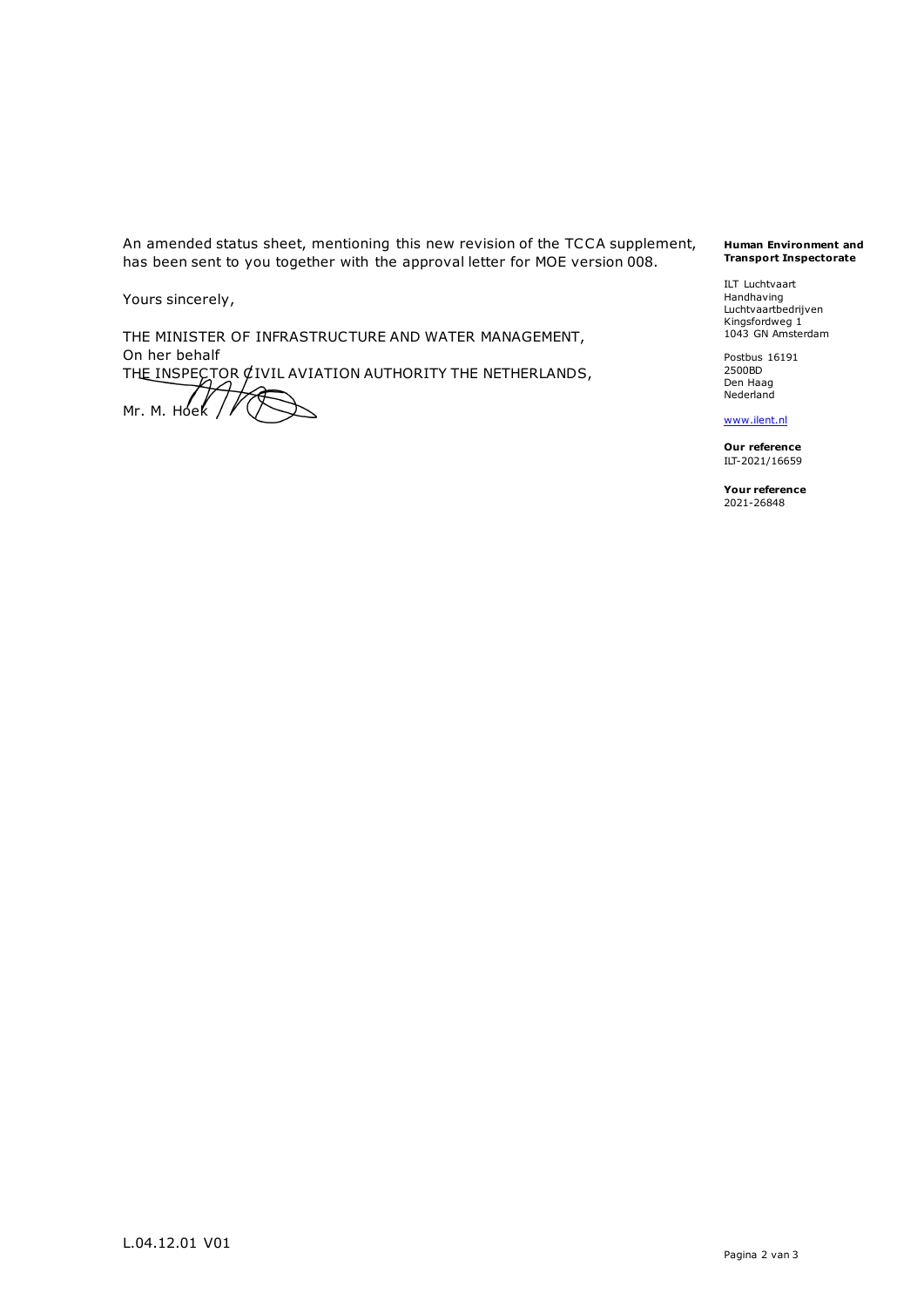An amended status sheet, mentioning this new revision of the TCCA supplement, has been sent to you together with the approval letter for MOE version 008.

Yours sincerely,

THE MINISTER OF INFRASTRUCTURE AND WATER MANAGEMENT,
On her behalf
THE INSPECTOR CIVIL AVIATION AUTHORITY THE NETHERLANDS,

Mr. M. Hoek

**Human Environment and Transport Inspectorate**

ILT Luchtvaart
Handhaving
Luchtvaartbedrijven
Kingsfordweg 1
1043 GN Amsterdam

Postbus 16191
2500BD
Den Haag
Nederland

www.ilent.nl

**Our reference**
ILT-2021/16659

**Your reference**
2021-26848

L.04.12.01 V01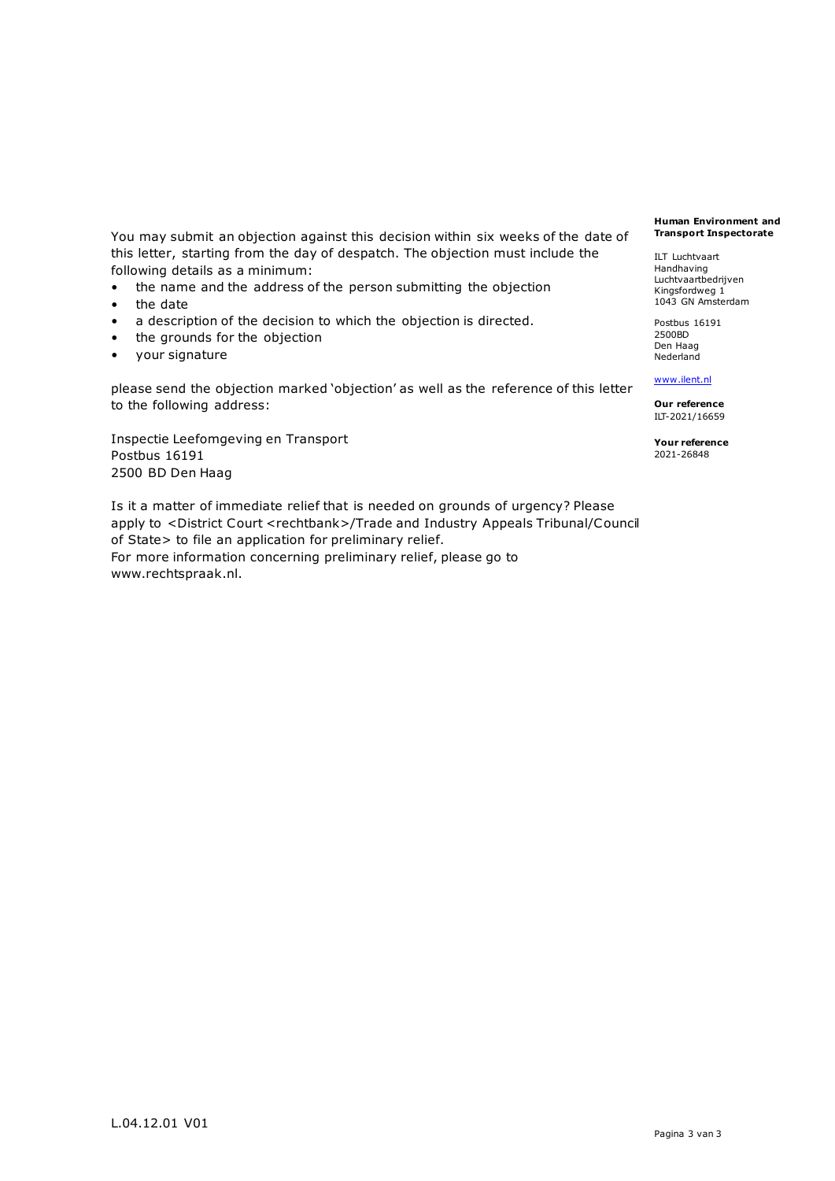**Human Environment and Transport Inspectorate**

ILT Luchtvaart
Handhaving
Luchtvaartbedrijven
Kingsfordweg 1
1043 GN Amsterdam

Postbus 16191
2500BD
Den Haag
Nederland

www.ilent.nl

**Our reference**
ILT-2021/16659

**Your reference**
2021-26848

You may submit an objection against this decision within six weeks of the date of this letter, starting from the day of despatch. The objection must include the following details as a minimum:

- the name and the address of the person submitting the objection
- the date
- a description of the decision to which the objection is directed.
- the grounds for the objection
- your signature

please send the objection marked 'objection' as well as the reference of this letter to the following address:

Inspectie Leefomgeving en Transport
Postbus 16191
2500 BD Den Haag

Is it a matter of immediate relief that is needed on grounds of urgency? Please apply to <District Court <rechtbank>/Trade and Industry Appeals Tribunal/Council of State> to file an application for preliminary relief.
For more information concerning preliminary relief, please go to www.rechtspraak.nl.

L.04.12.01 V01